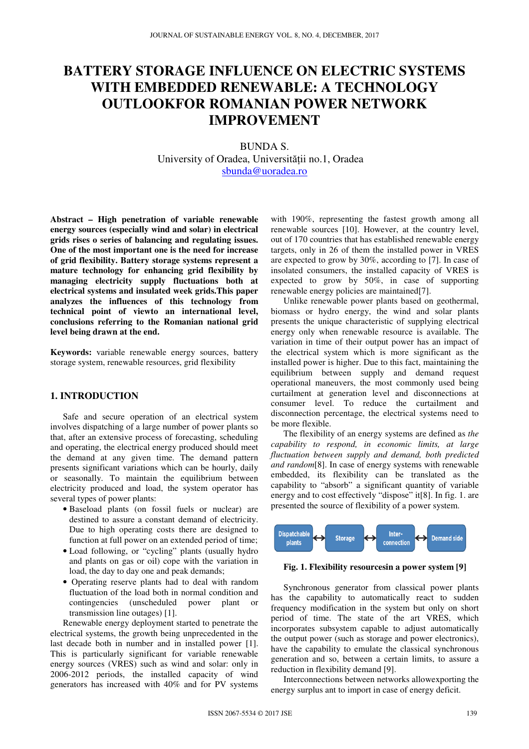# BATTERY STORAGE INFLUENCE ON ELECTRIC SYSTEMS WITH EMBEDDED RENEWABLE: A TECHNOLOGY OUTLOOKFOR ROMANIAN POWER NETWORK IMPROVEMENT

BUNDA S.
University of Oradea, Universității no.1, Oradea
sbunda@uoradea.ro

**Abstract – High penetration of variable renewable energy sources (especially wind and solar) in electrical grids rises o series of balancing and regulating issues. One of the most important one is the need for increase of grid flexibility. Battery storage systems represent a mature technology for enhancing grid flexibility by managing electricity supply fluctuations both at electrical systems and insulated week grids.This paper analyzes the influences of this technology from technical point of viewto an international level, conclusions referring to the Romanian national grid level being drawn at the end.**

**Keywords:** variable renewable energy sources, battery storage system, renewable resources, grid flexibility

## 1. INTRODUCTION

Safe and secure operation of an electrical system involves dispatching of a large number of power plants so that, after an extensive process of forecasting, scheduling and operating, the electrical energy produced should meet the demand at any given time. The demand pattern presents significant variations which can be hourly, daily or seasonally. To maintain the equilibrium between electricity produced and load, the system operator has several types of power plants:

- Baseload plants (on fossil fuels or nuclear) are destined to assure a constant demand of electricity. Due to high operating costs there are designed to function at full power on an extended period of time;
- Load following, or "cycling" plants (usually hydro and plants on gas or oil) cope with the variation in load, the day to day one and peak demands;
- Operating reserve plants had to deal with random fluctuation of the load both in normal condition and contingencies (unscheduled power plant or transmission line outages) [1].

Renewable energy deployment started to penetrate the electrical systems, the growth being unprecedented in the last decade both in number and in installed power [1]. This is particularly significant for variable renewable energy sources (VRES) such as wind and solar: only in 2006-2012 periods, the installed capacity of wind generators has increased with 40% and for PV systems with 190%, representing the fastest growth among all renewable sources [10]. However, at the country level, out of 170 countries that has established renewable energy targets, only in 26 of them the installed power in VRES are expected to grow by 30%, according to [7]. In case of insolated consumers, the installed capacity of VRES is expected to grow by 50%, in case of supporting renewable energy policies are maintained[7].

Unlike renewable power plants based on geothermal, biomass or hydro energy, the wind and solar plants presents the unique characteristic of supplying electrical energy only when renewable resource is available. The variation in time of their output power has an impact of the electrical system which is more significant as the installed power is higher. Due to this fact, maintaining the equilibrium between supply and demand request operational maneuvers, the most commonly used being curtailment at generation level and disconnections at consumer level. To reduce the curtailment and disconnection percentage, the electrical systems need to be more flexible.

The flexibility of an energy systems are defined as *the capability to respond, in economic limits, at large fluctuation between supply and demand, both predicted and random*[8]. In case of energy systems with renewable embedded, its flexibility can be translated as the capability to "absorb" a significant quantity of variable energy and to cost effectively "dispose" it[8]. In fig. 1. are presented the source of flexibility of a power system.

Dispatchable plants ↔ Storage ↔ Inter-connection ↔ Demand side

**Fig. 1. Flexibility resourcesin a power system [9]**

Synchronous generator from classical power plants has the capability to automatically react to sudden frequency modification in the system but only on short period of time. The state of the art VRES, which incorporates subsystem capable to adjust automatically the output power (such as storage and power electronics), have the capability to emulate the classical synchronous generation and so, between a certain limits, to assure a reduction in flexibility demand [9].

Interconnections between networks allowexporting the energy surplus ant to import in case of energy deficit.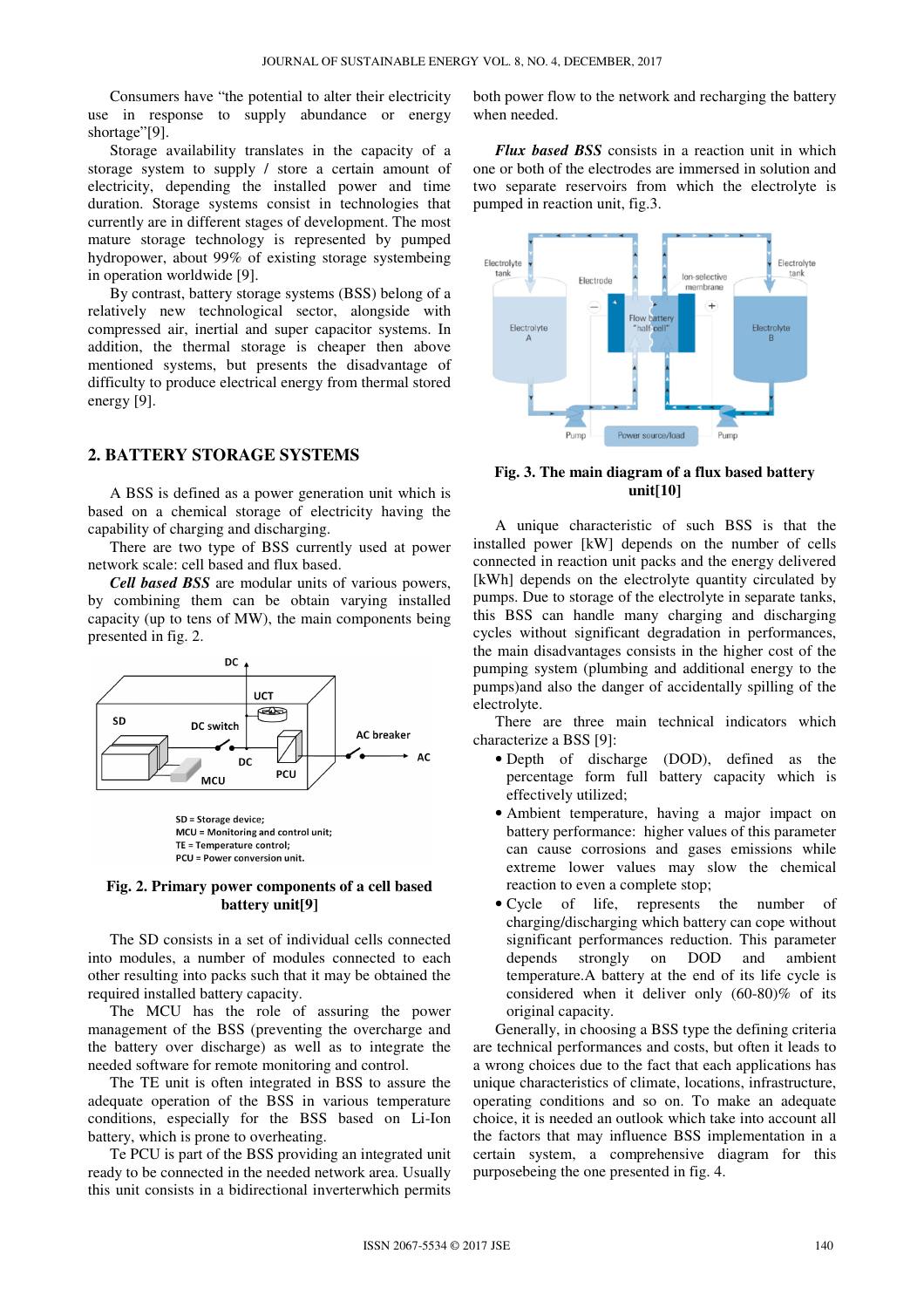Consumers have "the potential to alter their electricity use in response to supply abundance or energy shortage"[9].

Storage availability translates in the capacity of a storage system to supply / store a certain amount of electricity, depending the installed power and time duration. Storage systems consist in technologies that currently are in different stages of development. The most mature storage technology is represented by pumped hydropower, about 99% of existing storage systembeing in operation worldwide [9].

By contrast, battery storage systems (BSS) belong of a relatively new technological sector, alongside with compressed air, inertial and super capacitor systems. In addition, the thermal storage is cheaper then above mentioned systems, but presents the disadvantage of difficulty to produce electrical energy from thermal stored energy [9].

## 2. BATTERY STORAGE SYSTEMS

A BSS is defined as a power generation unit which is based on a chemical storage of electricity having the capability of charging and discharging.

There are two type of BSS currently used at power network scale: cell based and flux based.

***Cell based BSS*** are modular units of various powers, by combining them can be obtain varying installed capacity (up to tens of MW), the main components being presented in fig. 2.

SD = Storage device;
MCU = Monitoring and control unit;
TE = Temperature control;
PCU = Power conversion unit.

**Fig. 2. Primary power components of a cell based battery unit[9]**

The SD consists in a set of individual cells connected into modules, a number of modules connected to each other resulting into packs such that it may be obtained the required installed battery capacity.

The MCU has the role of assuring the power management of the BSS (preventing the overcharge and the battery over discharge) as well as to integrate the needed software for remote monitoring and control.

The TE unit is often integrated in BSS to assure the adequate operation of the BSS in various temperature conditions, especially for the BSS based on Li-Ion battery, which is prone to overheating.

Te PCU is part of the BSS providing an integrated unit ready to be connected in the needed network area. Usually this unit consists in a bidirectional inverterwhich permits both power flow to the network and recharging the battery when needed.

***Flux based BSS*** consists in a reaction unit in which one or both of the electrodes are immersed in solution and two separate reservoirs from which the electrolyte is pumped in reaction unit, fig.3.

**Fig. 3. The main diagram of a flux based battery unit[10]**

A unique characteristic of such BSS is that the installed power [kW] depends on the number of cells connected in reaction unit packs and the energy delivered [kWh] depends on the electrolyte quantity circulated by pumps. Due to storage of the electrolyte in separate tanks, this BSS can handle many charging and discharging cycles without significant degradation in performances, the main disadvantages consists in the higher cost of the pumping system (plumbing and additional energy to the pumps)and also the danger of accidentally spilling of the electrolyte.

There are three main technical indicators which characterize a BSS [9]:

- Depth of discharge (DOD), defined as the percentage form full battery capacity which is effectively utilized;
- Ambient temperature, having a major impact on battery performance: higher values of this parameter can cause corrosions and gases emissions while extreme lower values may slow the chemical reaction to even a complete stop;
- Cycle of life, represents the number of charging/discharging which battery can cope without significant performances reduction. This parameter depends strongly on DOD and ambient temperature.A battery at the end of its life cycle is considered when it deliver only (60-80)% of its original capacity.

Generally, in choosing a BSS type the defining criteria are technical performances and costs, but often it leads to a wrong choices due to the fact that each applications has unique characteristics of climate, locations, infrastructure, operating conditions and so on. To make an adequate choice, it is needed an outlook which take into account all the factors that may influence BSS implementation in a certain system, a comprehensive diagram for this purposebeing the one presented in fig. 4.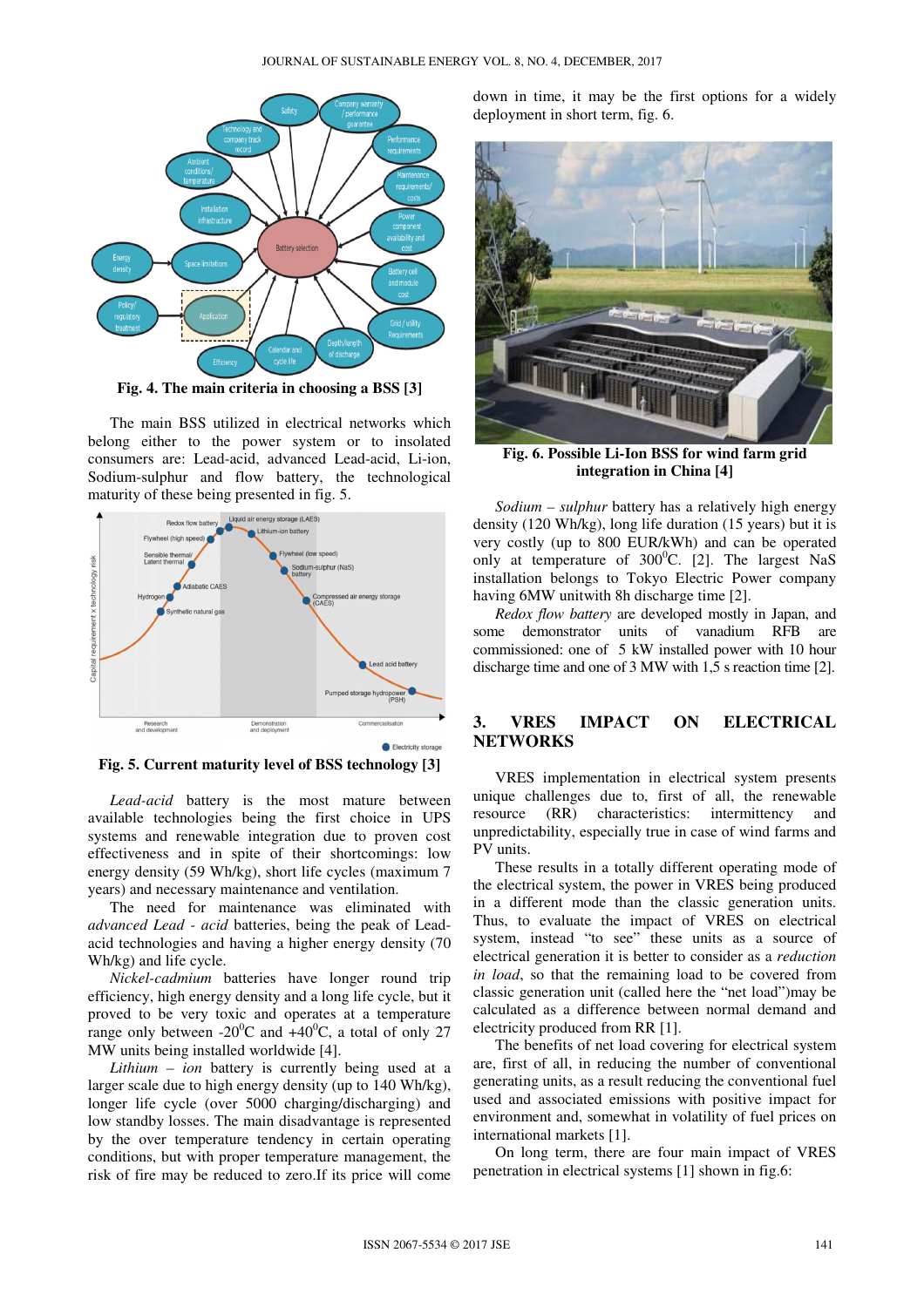**Fig. 4. The main criteria in choosing a BSS [3]**

The main BSS utilized in electrical networks which belong either to the power system or to insolated consumers are: Lead-acid, advanced Lead-acid, Li-ion, Sodium-sulphur and flow battery, the technological maturity of these being presented in fig. 5.

**Fig. 5. Current maturity level of BSS technology [3]**

*Lead-acid* battery is the most mature between available technologies being the first choice in UPS systems and renewable integration due to proven cost effectiveness and in spite of their shortcomings: low energy density (59 Wh/kg), short life cycles (maximum 7 years) and necessary maintenance and ventilation.

The need for maintenance was eliminated with *advanced Lead - acid* batteries, being the peak of Lead-acid technologies and having a higher energy density (70 Wh/kg) and life cycle.

*Nickel-cadmium* batteries have longer round trip efficiency, high energy density and a long life cycle, but it proved to be very toxic and operates at a temperature range only between -20$^{0}$C and +40$^{0}$C, a total of only 27 MW units being installed worldwide [4].

*Lithium – ion* battery is currently being used at a larger scale due to high energy density (up to 140 Wh/kg), longer life cycle (over 5000 charging/discharging) and low standby losses. The main disadvantage is represented by the over temperature tendency in certain operating conditions, but with proper temperature management, the risk of fire may be reduced to zero.If its price will come down in time, it may be the first options for a widely deployment in short term, fig. 6.

**Fig. 6. Possible Li-Ion BSS for wind farm grid integration in China [4]**

*Sodium – sulphur* battery has a relatively high energy density (120 Wh/kg), long life duration (15 years) but it is very costly (up to 800 EUR/kWh) and can be operated only at temperature of 300$^{0}$C. [2]. The largest NaS installation belongs to Tokyo Electric Power company having 6MW unitwith 8h discharge time [2].

*Redox flow battery* are developed mostly in Japan, and some demonstrator units of vanadium RFB are commissioned: one of 5 kW installed power with 10 hour discharge time and one of 3 MW with 1,5 s reaction time [2].

## 3. VRES IMPACT ON ELECTRICAL NETWORKS

VRES implementation in electrical system presents unique challenges due to, first of all, the renewable resource (RR) characteristics: intermittency and unpredictability, especially true in case of wind farms and PV units.

These results in a totally different operating mode of the electrical system, the power in VRES being produced in a different mode than the classic generation units. Thus, to evaluate the impact of VRES on electrical system, instead "to see" these units as a source of electrical generation it is better to consider as a *reduction in load*, so that the remaining load to be covered from classic generation unit (called here the "net load")may be calculated as a difference between normal demand and electricity produced from RR [1].

The benefits of net load covering for electrical system are, first of all, in reducing the number of conventional generating units, as a result reducing the conventional fuel used and associated emissions with positive impact for environment and, somewhat in volatility of fuel prices on international markets [1].

On long term, there are four main impact of VRES penetration in electrical systems [1] shown in fig.6: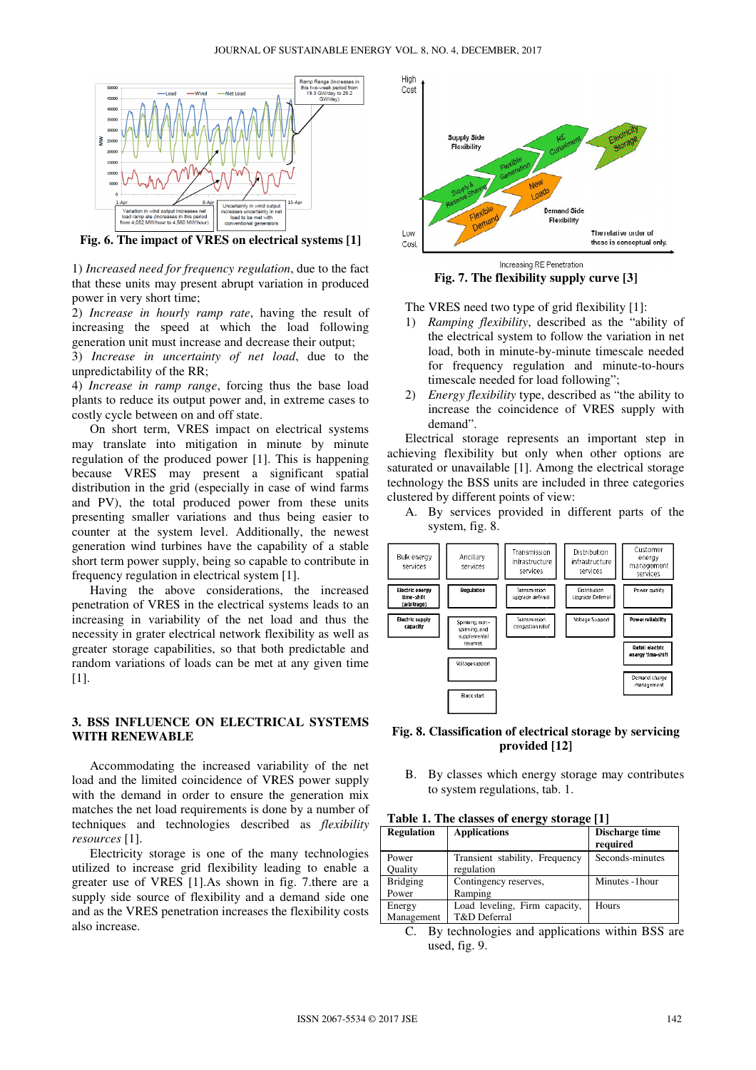Fig. 6. The impact of VRES on electrical systems [1]

1) *Increased need for frequency regulation*, due to the fact that these units may present abrupt variation in produced power in very short time;
2) *Increase in hourly ramp rate*, having the result of increasing the speed at which the load following generation unit must increase and decrease their output;
3) *Increase in uncertainty of net load*, due to the unpredictability of the RR;
4) *Increase in ramp range*, forcing thus the base load plants to reduce its output power and, in extreme cases to costly cycle between on and off state.

On short term, VRES impact on electrical systems may translate into mitigation in minute by minute regulation of the produced power [1]. This is happening because VRES may present a significant spatial distribution in the grid (especially in case of wind farms and PV), the total produced power from these units presenting smaller variations and thus being easier to counter at the system level. Additionally, the newest generation wind turbines have the capability of a stable short term power supply, being so capable to contribute in frequency regulation in electrical system [1].

Having the above considerations, the increased penetration of VRES in the electrical systems leads to an increasing in variability of the net load and thus the necessity in grater electrical network flexibility as well as greater storage capabilities, so that both predictable and random variations of loads can be met at any given time [1].

## 3. BSS INFLUENCE ON ELECTRICAL SYSTEMS WITH RENEWABLE

Accommodating the increased variability of the net load and the limited coincidence of VRES power supply with the demand in order to ensure the generation mix matches the net load requirements is done by a number of techniques and technologies described as *flexibility resources* [1].

Electricity storage is one of the many technologies utilized to increase grid flexibility leading to enable a greater use of VRES [1].As shown in fig. 7.there are a supply side source of flexibility and a demand side one and as the VRES penetration increases the flexibility costs also increase.

Fig. 7. The flexibility supply curve [3]

The VRES need two type of grid flexibility [1]:

1) *Ramping flexibility*, described as the "ability of the electrical system to follow the variation in net load, both in minute-by-minute timescale needed for frequency regulation and minute-to-hours timescale needed for load following";
2) *Energy flexibility* type, described as "the ability to increase the coincidence of VRES supply with demand".

Electrical storage represents an important step in achieving flexibility but only when other options are saturated or unavailable [1]. Among the electrical storage technology the BSS units are included in three categories clustered by different points of view:

A. By services provided in different parts of the system, fig. 8.

Fig. 8. Classification of electrical storage by servicing provided [12]

B. By classes which energy storage may contributes to system regulations, tab. 1.

**Table 1. The classes of energy storage [1]**

| Regulation | Applications | Discharge time required |
|---|---|---|
| Power Quality | Transient stability, Frequency regulation | Seconds-minutes |
| Bridging Power | Contingency reserves, Ramping | Minutes -1hour |
| Energy Management | Load leveling, Firm capacity, T&D Deferral | Hours |

C. By technologies and applications within BSS are used, fig. 9.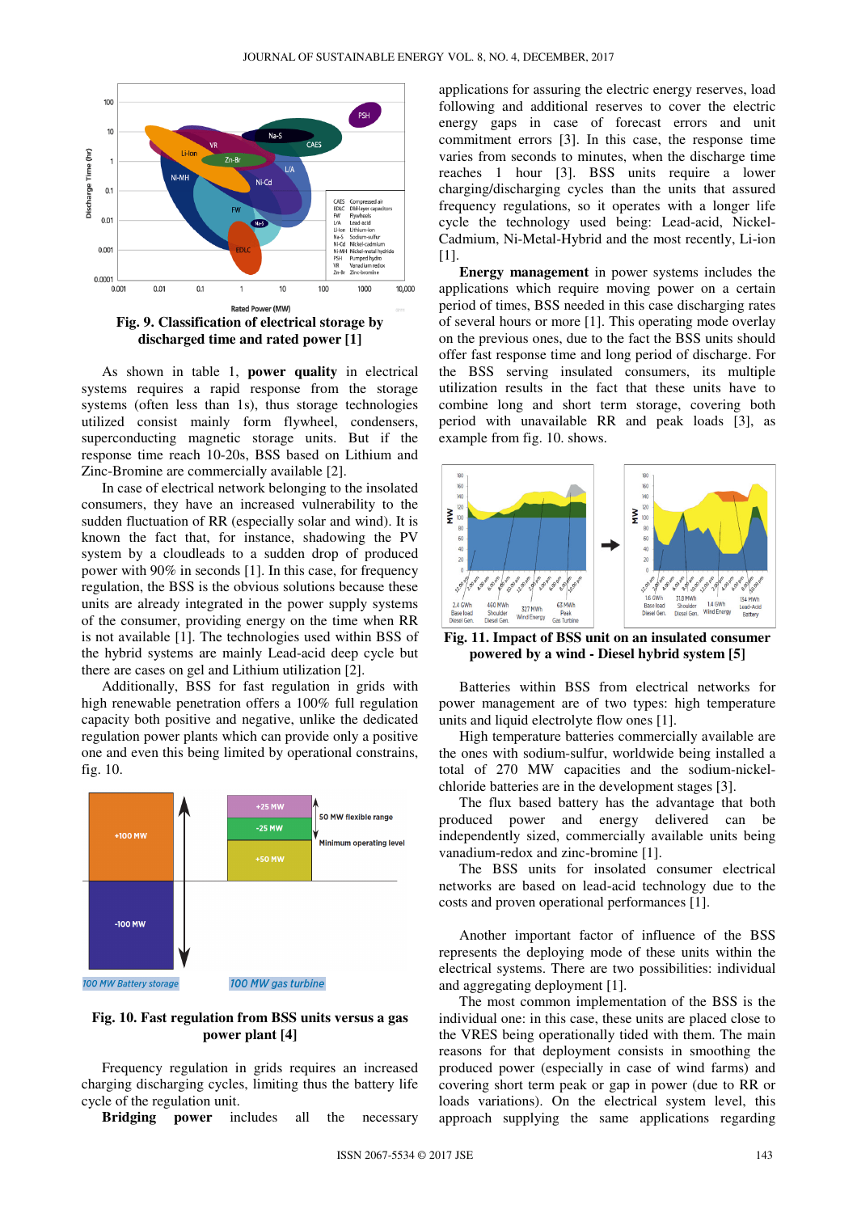**Fig. 9. Classification of electrical storage by discharged time and rated power [1]**

As shown in table 1, **power quality** in electrical systems requires a rapid response from the storage systems (often less than 1s), thus storage technologies utilized consist mainly form flywheel, condensers, superconducting magnetic storage units. But if the response time reach 10-20s, BSS based on Lithium and Zinc-Bromine are commercially available [2].

In case of electrical network belonging to the insolated consumers, they have an increased vulnerability to the sudden fluctuation of RR (especially solar and wind). It is known the fact that, for instance, shadowing the PV system by a cloudleads to a sudden drop of produced power with 90% in seconds [1]. In this case, for frequency regulation, the BSS is the obvious solutions because these units are already integrated in the power supply systems of the consumer, providing energy on the time when RR is not available [1]. The technologies used within BSS of the hybrid systems are mainly Lead-acid deep cycle but there are cases on gel and Lithium utilization [2].

Additionally, BSS for fast regulation in grids with high renewable penetration offers a 100% full regulation capacity both positive and negative, unlike the dedicated regulation power plants which can provide only a positive one and even this being limited by operational constrains, fig. 10.

**Fig. 10. Fast regulation from BSS units versus a gas power plant [4]**

Frequency regulation in grids requires an increased charging discharging cycles, limiting thus the battery life cycle of the regulation unit.

**Bridging power** includes all the necessary applications for assuring the electric energy reserves, load following and additional reserves to cover the electric energy gaps in case of forecast errors and unit commitment errors [3]. In this case, the response time varies from seconds to minutes, when the discharge time reaches 1 hour [3]. BSS units require a lower charging/discharging cycles than the units that assured frequency regulations, so it operates with a longer life cycle the technology used being: Lead-acid, Nickel-Cadmium, Ni-Metal-Hybrid and the most recently, Li-ion [1].

**Energy management** in power systems includes the applications which require moving power on a certain period of times, BSS needed in this case discharging rates of several hours or more [1]. This operating mode overlay on the previous ones, due to the fact the BSS units should offer fast response time and long period of discharge. For the BSS serving insulated consumers, its multiple utilization results in the fact that these units have to combine long and short term storage, covering both period with unavailable RR and peak loads [3], as example from fig. 10. shows.

**Fig. 11. Impact of BSS unit on an insulated consumer powered by a wind - Diesel hybrid system [5]**

Batteries within BSS from electrical networks for power management are of two types: high temperature units and liquid electrolyte flow ones [1].

High temperature batteries commercially available are the ones with sodium-sulfur, worldwide being installed a total of 270 MW capacities and the sodium-nickel-chloride batteries are in the development stages [3].

The flux based battery has the advantage that both produced power and energy delivered can be independently sized, commercially available units being vanadium-redox and zinc-bromine [1].

The BSS units for insolated consumer electrical networks are based on lead-acid technology due to the costs and proven operational performances [1].

Another important factor of influence of the BSS represents the deploying mode of these units within the electrical systems. There are two possibilities: individual and aggregating deployment [1].

The most common implementation of the BSS is the individual one: in this case, these units are placed close to the VRES being operationally tided with them. The main reasons for that deployment consists in smoothing the produced power (especially in case of wind farms) and covering short term peak or gap in power (due to RR or loads variations). On the electrical system level, this approach supplying the same applications regarding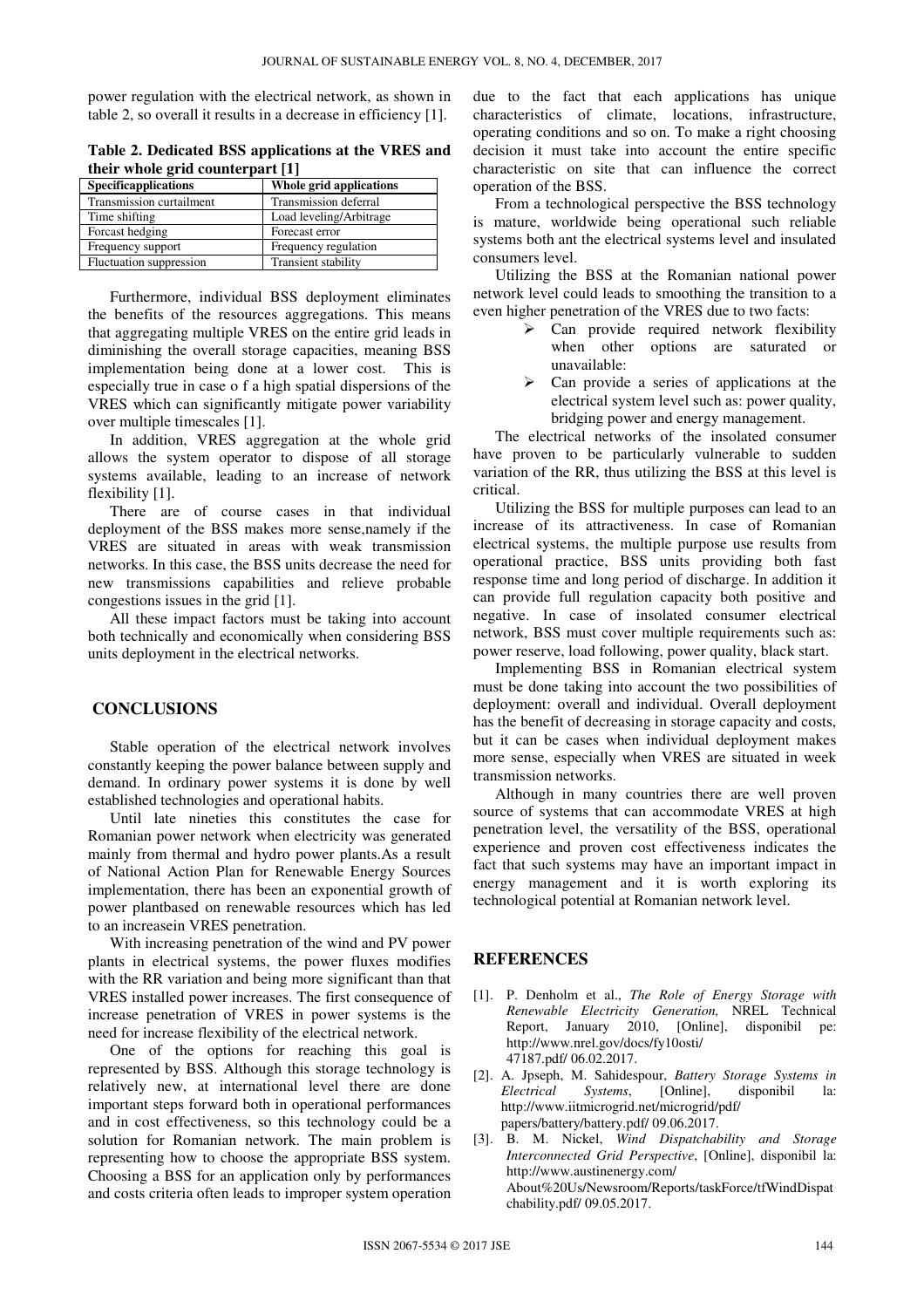power regulation with the electrical network, as shown in table 2, so overall it results in a decrease in efficiency [1].

**Table 2. Dedicated BSS applications at the VRES and their whole grid counterpart [1]**

| Specificapplications | Whole grid applications |
|---|---|
| Transmission curtailment | Transmission deferral |
| Time shifting | Load leveling/Arbitrage |
| Forcast hedging | Forecast error |
| Frequency support | Frequency regulation |
| Fluctuation suppression | Transient stability |

Furthermore, individual BSS deployment eliminates the benefits of the resources aggregations. This means that aggregating multiple VRES on the entire grid leads in diminishing the overall storage capacities, meaning BSS implementation being done at a lower cost. This is especially true in case o f a high spatial dispersions of the VRES which can significantly mitigate power variability over multiple timescales [1].

In addition, VRES aggregation at the whole grid allows the system operator to dispose of all storage systems available, leading to an increase of network flexibility [1].

There are of course cases in that individual deployment of the BSS makes more sense,namely if the VRES are situated in areas with weak transmission networks. In this case, the BSS units decrease the need for new transmissions capabilities and relieve probable congestions issues in the grid [1].

All these impact factors must be taking into account both technically and economically when considering BSS units deployment in the electrical networks.

## CONCLUSIONS

Stable operation of the electrical network involves constantly keeping the power balance between supply and demand. In ordinary power systems it is done by well established technologies and operational habits.

Until late nineties this constitutes the case for Romanian power network when electricity was generated mainly from thermal and hydro power plants.As a result of National Action Plan for Renewable Energy Sources implementation, there has been an exponential growth of power plantbased on renewable resources which has led to an increasein VRES penetration.

With increasing penetration of the wind and PV power plants in electrical systems, the power fluxes modifies with the RR variation and being more significant than that VRES installed power increases. The first consequence of increase penetration of VRES in power systems is the need for increase flexibility of the electrical network.

One of the options for reaching this goal is represented by BSS. Although this storage technology is relatively new, at international level there are done important steps forward both in operational performances and in cost effectiveness, so this technology could be a solution for Romanian network. The main problem is representing how to choose the appropriate BSS system. Choosing a BSS for an application only by performances and costs criteria often leads to improper system operation due to the fact that each applications has unique characteristics of climate, locations, infrastructure, operating conditions and so on. To make a right choosing decision it must take into account the entire specific characteristic on site that can influence the correct operation of the BSS.

From a technological perspective the BSS technology is mature, worldwide being operational such reliable systems both ant the electrical systems level and insulated consumers level.

Utilizing the BSS at the Romanian national power network level could leads to smoothing the transition to a even higher penetration of the VRES due to two facts:

- Can provide required network flexibility when other options are saturated or unavailable:
- Can provide a series of applications at the electrical system level such as: power quality, bridging power and energy management.

The electrical networks of the insolated consumer have proven to be particularly vulnerable to sudden variation of the RR, thus utilizing the BSS at this level is critical.

Utilizing the BSS for multiple purposes can lead to an increase of its attractiveness. In case of Romanian electrical systems, the multiple purpose use results from operational practice, BSS units providing both fast response time and long period of discharge. In addition it can provide full regulation capacity both positive and negative. In case of insolated consumer electrical network, BSS must cover multiple requirements such as: power reserve, load following, power quality, black start.

Implementing BSS in Romanian electrical system must be done taking into account the two possibilities of deployment: overall and individual. Overall deployment has the benefit of decreasing in storage capacity and costs, but it can be cases when individual deployment makes more sense, especially when VRES are situated in week transmission networks.

Although in many countries there are well proven source of systems that can accommodate VRES at high penetration level, the versatility of the BSS, operational experience and proven cost effectiveness indicates the fact that such systems may have an important impact in energy management and it is worth exploring its technological potential at Romanian network level.

## REFERENCES

[1]. P. Denholm et al., *The Role of Energy Storage with Renewable Electricity Generation,* NREL Technical Report, January 2010, [Online], disponibil pe: http://www.nrel.gov/docs/fy10osti/47187.pdf/ 06.02.2017.

[2]. A. Jpseph, M. Sahidespour, *Battery Storage Systems in Electrical Systems*, [Online], disponibil la: http://www.iitmicrogrid.net/microgrid/pdf/papers/battery/battery.pdf/ 09.06.2017.

[3]. B. M. Nickel, *Wind Dispatchability and Storage Interconnected Grid Perspective*, [Online], disponibil la: http://www.austinenergy.com/About%20Us/Newsroom/Reports/taskForce/tfWindDispatchability.pdf/ 09.05.2017.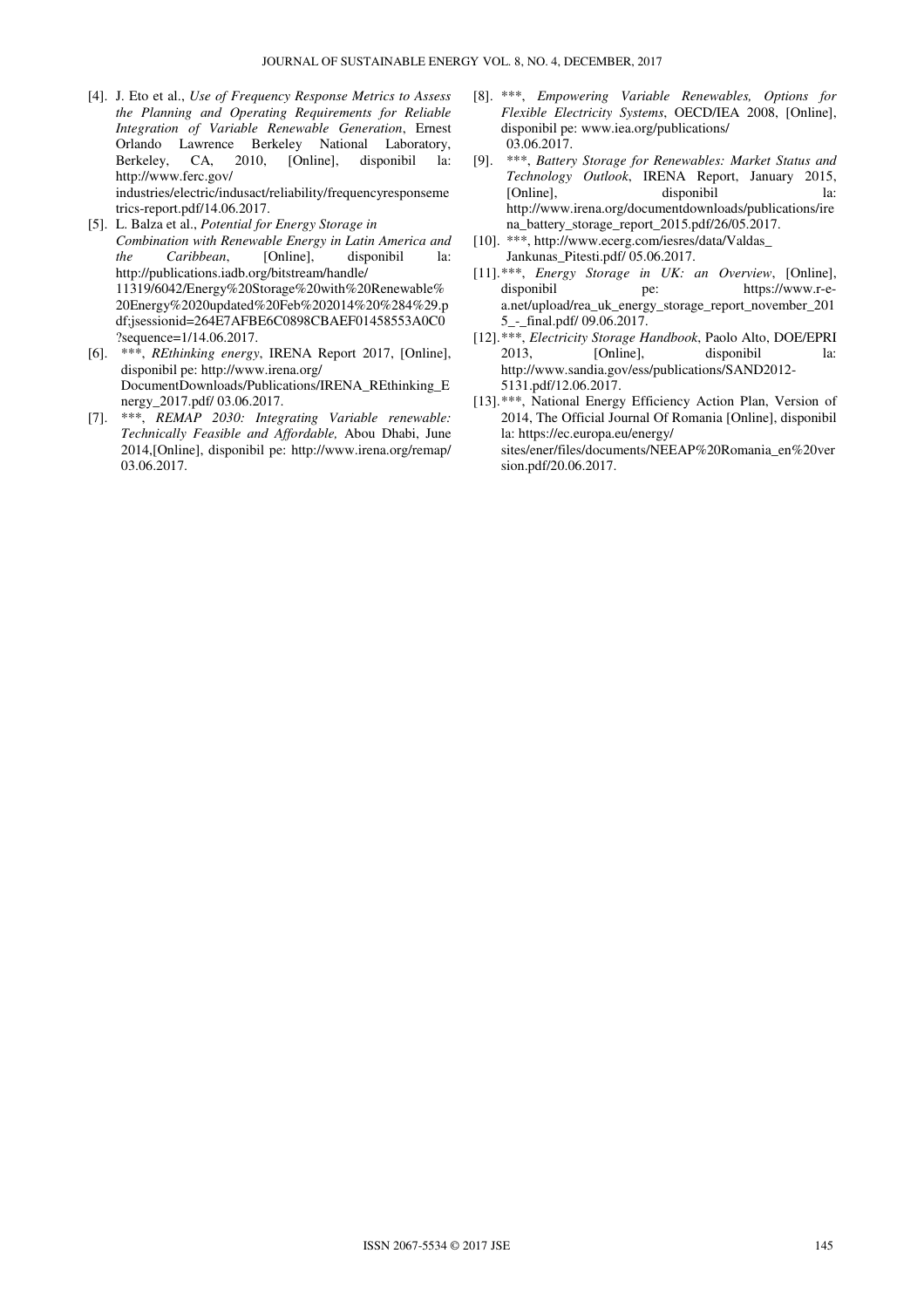[4]. J. Eto et al., *Use of Frequency Response Metrics to Assess the Planning and Operating Requirements for Reliable Integration of Variable Renewable Generation*, Ernest Orlando Lawrence Berkeley National Laboratory, Berkeley, CA, 2010, [Online], disponibil la: http://www.ferc.gov/industries/electric/indusact/reliability/frequencyresponsemetrics-report.pdf/14.06.2017.

[5]. L. Balza et al., *Potential for Energy Storage in Combination with Renewable Energy in Latin America and the Caribbean*, [Online], disponibil la: http://publications.iadb.org/bitstream/handle/11319/6042/Energy%20Storage%20with%20Renewable%20Energy%2020updated%20Feb%202014%20%284%29.pdf;jsessionid=264E7AFBE6C0898CBAEF01458553A0C0?sequence=1/14.06.2017.

[6]. ***, *REthinking energy*, IRENA Report 2017, [Online], disponibil pe: http://www.irena.org/DocumentDownloads/Publications/IRENA_REthinking_Energy_2017.pdf/ 03.06.2017.

[7]. ***, *REMAP 2030: Integrating Variable renewable: Technically Feasible and Affordable,* Abou Dhabi, June 2014,[Online], disponibil pe: http://www.irena.org/remap/ 03.06.2017.

[8]. ***, *Empowering Variable Renewables, Options for Flexible Electricity Systems*, OECD/IEA 2008, [Online], disponibil pe: www.iea.org/publications/ 03.06.2017.

[9]. ***, *Battery Storage for Renewables: Market Status and Technology Outlook*, IRENA Report, January 2015, [Online], disponibil la: http://www.irena.org/documentdownloads/publications/irena_battery_storage_report_2015.pdf/26/05.2017.

[10]. ***, http://www.ecerg.com/iesres/data/Valdas_Jankunas_Pitesti.pdf/ 05.06.2017.

[11]. ***, *Energy Storage in UK: an Overview*, [Online], disponibil pe: https://www.r-e-a.net/upload/rea_uk_energy_storage_report_november_2015_-_final.pdf/ 09.06.2017.

[12]. ***, *Electricity Storage Handbook*, Paolo Alto, DOE/EPRI 2013, [Online], disponibil la: http://www.sandia.gov/ess/publications/SAND2012-5131.pdf/12.06.2017.

[13]. ***, National Energy Efficiency Action Plan, Version of 2014, The Official Journal Of Romania [Online], disponibil la: https://ec.europa.eu/energy/sites/ener/files/documents/NEEAP%20Romania_en%20version.pdf/20.06.2017.